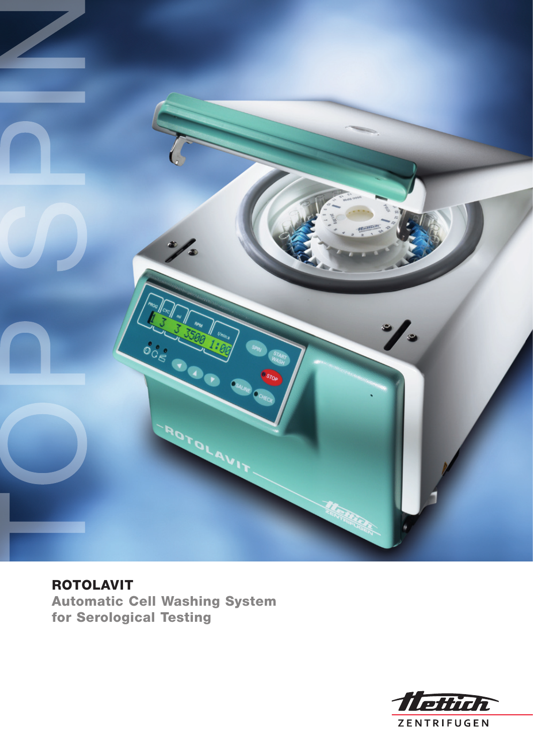TOP SPIN

# ROTOLAVIT

## Automatic Cell Washing System for Serological Testing

Hettich ZENTRIFUGEN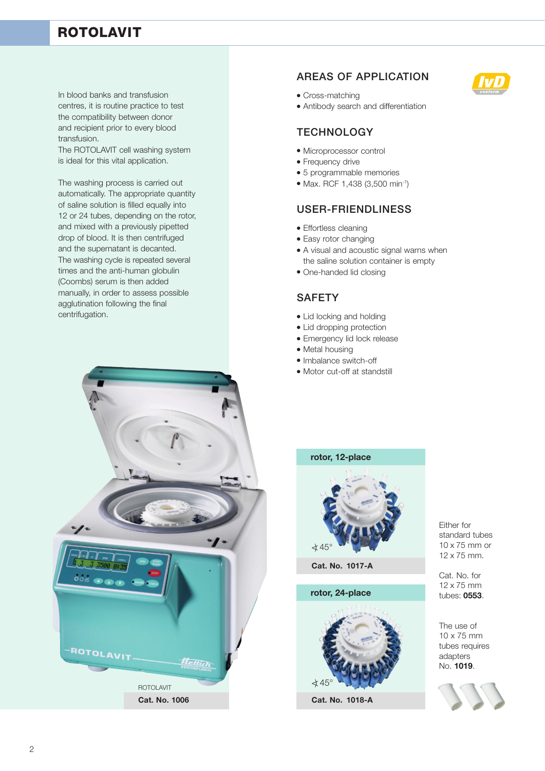# ROTOLAVIT

In blood banks and transfusion centres, it is routine practice to test the compatibility between donor and recipient prior to every blood transfusion.
The ROTOLAVIT cell washing system is ideal for this vital application.

The washing process is carried out automatically. The appropriate quantity of saline solution is filled equally into 12 or 24 tubes, depending on the rotor, and mixed with a previously pipetted drop of blood. It is then centrifuged and the supernatant is decanted. The washing cycle is repeated several times and the anti-human globulin (Coombs) serum is then added manually, in order to assess possible agglutination following the final centrifugation.

## AREAS OF APPLICATION

IvD conform

- Cross-matching
- Antibody search and differentiation

## TECHNOLOGY

- Microprocessor control
- Frequency drive
- 5 programmable memories
- Max. RCF 1,438 (3,500 min$^{-1}$)

## USER-FRIENDLINESS

- Effortless cleaning
- Easy rotor changing
- A visual and acoustic signal warns when the saline solution container is empty
- One-handed lid closing

## SAFETY

- Lid locking and holding
- Lid dropping protection
- Emergency lid lock release
- Metal housing
- Imbalance switch-off
- Motor cut-off at standstill

ROTOLAVIT
**Cat. No. 1006**

**rotor, 12-place**

∢45°

**Cat. No. 1017-A**

**rotor, 24-place**

∢45°

**Cat. No. 1018-A**

Either for standard tubes 10 x 75 mm or 12 x 75 mm.

Cat. No. for 12 x 75 mm tubes: **0553**.

The use of 10 x 75 mm tubes requires adapters No. **1019**.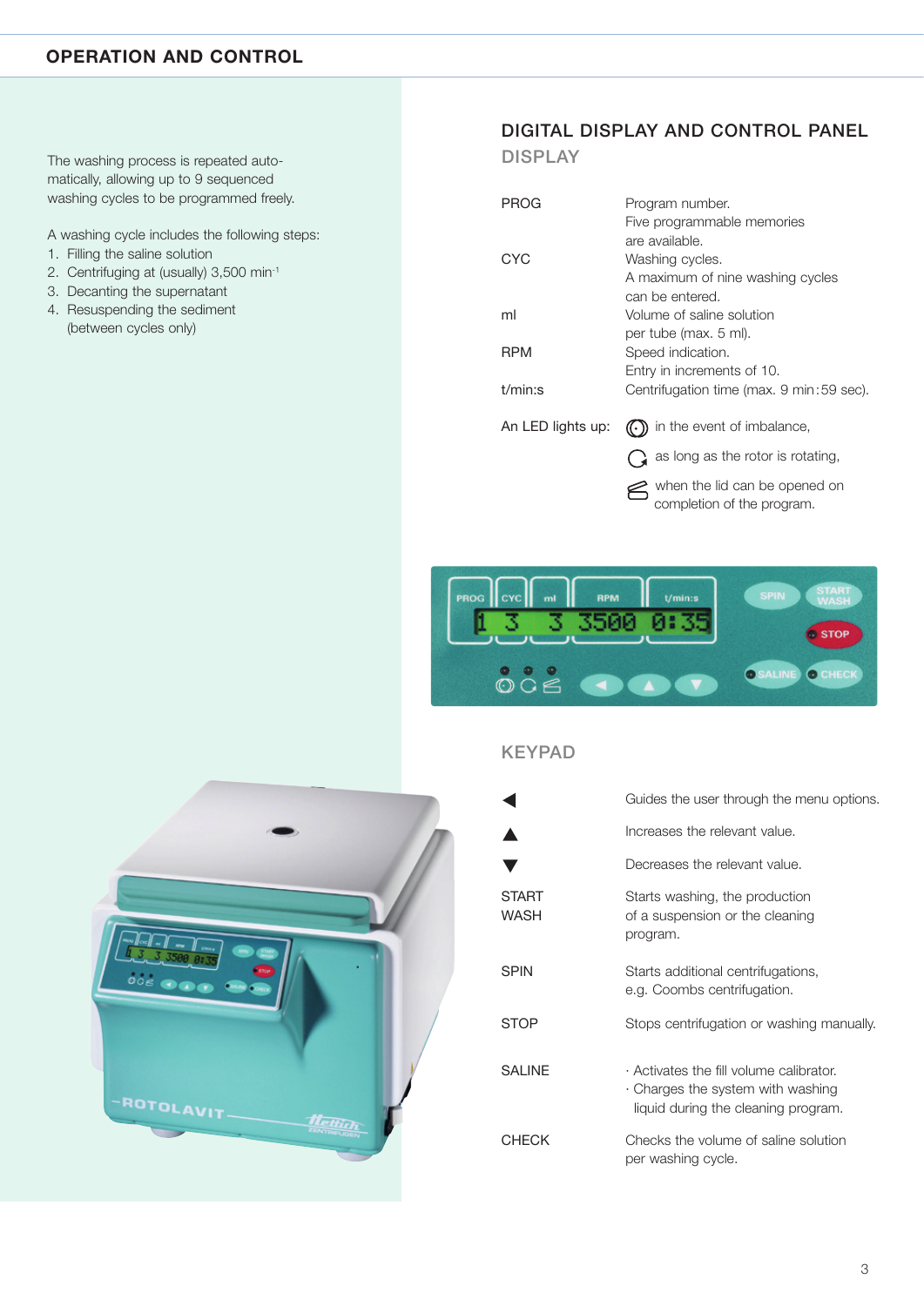## OPERATION AND CONTROL

The washing process is repeated automatically, allowing up to 9 sequenced washing cycles to be programmed freely.

A washing cycle includes the following steps:

1. Filling the saline solution
2. Centrifuging at (usually) 3,500 min$^{-1}$
3. Decanting the supernatant
4. Resuspending the sediment (between cycles only)

## DIGITAL DISPLAY AND CONTROL PANEL

### DISPLAY

| | |
|---|---|
| PROG | Program number. Five programmable memories are available. |
| CYC | Washing cycles. A maximum of nine washing cycles can be entered. |
| ml | Volume of saline solution per tube (max. 5 ml). |
| RPM | Speed indication. Entry in increments of 10. |
| t/min:s | Centrifugation time (max. 9 min:59 sec). |

An LED lights up:
- in the event of imbalance,
- as long as the rotor is rotating,
- when the lid can be opened on completion of the program.

### KEYPAD

| | |
|---|---|
| ◀ | Guides the user through the menu options. |
| ▲ | Increases the relevant value. |
| ▼ | Decreases the relevant value. |
| START WASH | Starts washing, the production of a suspension or the cleaning program. |
| SPIN | Starts additional centrifugations, e.g. Coombs centrifugation. |
| STOP | Stops centrifugation or washing manually. |
| SALINE | · Activates the fill volume calibrator. · Charges the system with washing liquid during the cleaning program. |
| CHECK | Checks the volume of saline solution per washing cycle. |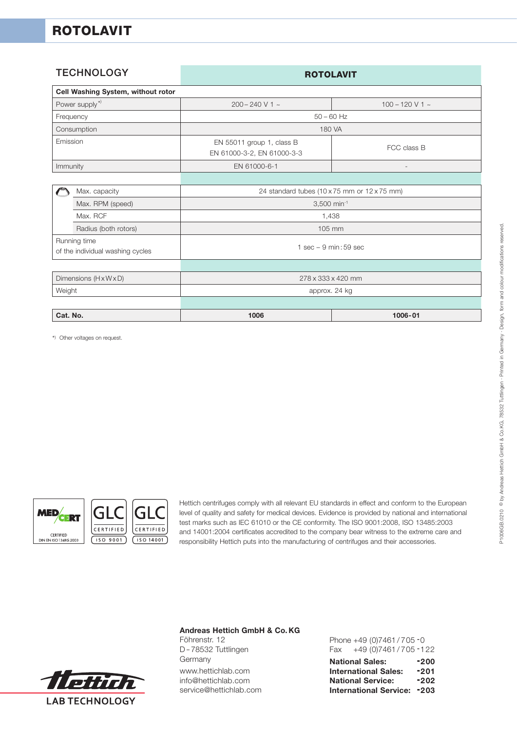# ROTOLAVIT

| TECHNOLOGY | ROTOLAVIT | |
|---|---|---|
| **Cell Washing System, without rotor** | | |
| Power supply *) | 200 – 240 V 1 ~ | 100 – 120 V 1 ~ |
| Frequency | 50 – 60 Hz | |
| Consumption | 180 VA | |
| Emission | EN 55011 group 1, class B<br>EN 61000-3-2, EN 61000-3-3 | FCC class B |
| Immunity | EN 61000-6-1 | - |
| | | |
| Max. capacity | 24 standard tubes (10 x 75 mm or 12 x 75 mm) | |
| Max. RPM (speed) | 3,500 min$^{-1}$ | |
| Max. RCF | 1,438 | |
| Radius (both rotors) | 105 mm | |
| Running time of the individual washing cycles | 1 sec – 9 min : 59 sec | |
| | | |
| Dimensions (H x W x D) | 278 x 333 x 420 mm | |
| Weight | approx. 24 kg | |
| | | |
| **Cat. No.** | **1006** | **1006-01** |

*) Other voltages on request.

MED CERT CERTIFIED DIN EN ISO 13485:2003

GLC CERTIFIED ISO 9001

GLC CERTIFIED ISO 14001

Hettich centrifuges comply with all relevant EU standards in effect and conform to the European level of quality and safety for medical devices. Evidence is provided by national and international test marks such as IEC 61010 or the CE conformity. The ISO 9001:2008, ISO 13485:2003 and 14001:2004 certificates accredited to the company bear witness to the extreme care and responsibility Hettich puts into the manufacturing of centrifuges and their accessories.

Hettich LAB TECHNOLOGY

**Andreas Hettich GmbH & Co. KG**
Föhrenstr. 12
D - 78532 Tuttlingen
Germany
www.hettichlab.com
info@hettichlab.com
service@hettichlab.com

Phone +49 (0)7461 / 705 -0
Fax +49 (0)7461 / 705 -122

**National Sales: -200**
**International Sales: -201**
**National Service: -202**
**International Service: -203**

P1006GB.0210 © by Andreas Hettich GmbH & Co.KG, 78532 Tuttlingen · Printed in Germany · Design, form and colour modifications reserved.